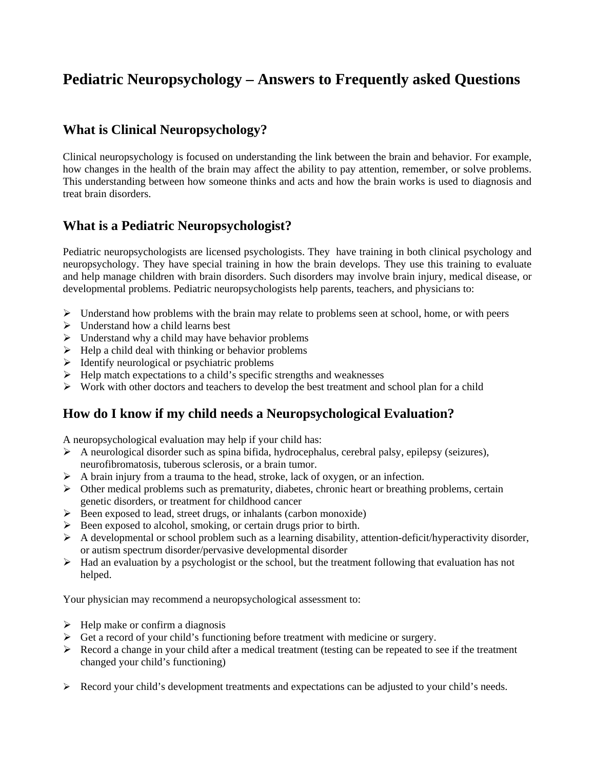# Pediatric Neuropsychology – Answers to Frequently asked Questions

## What is Clinical Neuropsychology?

Clinical neuropsychology is focused on understanding the link between the brain and behavior. For example, how changes in the health of the brain may affect the ability to pay attention, remember, or solve problems. This understanding between how someone thinks and acts and how the brain works is used to diagnosis and treat brain disorders.

## What is a Pediatric Neuropsychologist?

Pediatric neuropsychologists are licensed psychologists. They have training in both clinical psychology and neuropsychology. They have special training in how the brain develops. They use this training to evaluate and help manage children with brain disorders. Such disorders may involve brain injury, medical disease, or developmental problems. Pediatric neuropsychologists help parents, teachers, and physicians to:

- Understand how problems with the brain may relate to problems seen at school, home, or with peers
- Understand how a child learns best
- Understand why a child may have behavior problems
- Help a child deal with thinking or behavior problems
- Identify neurological or psychiatric problems
- Help match expectations to a child's specific strengths and weaknesses
- Work with other doctors and teachers to develop the best treatment and school plan for a child

## How do I know if my child needs a Neuropsychological Evaluation?

A neuropsychological evaluation may help if your child has:

- A neurological disorder such as spina bifida, hydrocephalus, cerebral palsy, epilepsy (seizures), neurofibromatosis, tuberous sclerosis, or a brain tumor.
- A brain injury from a trauma to the head, stroke, lack of oxygen, or an infection.
- Other medical problems such as prematurity, diabetes, chronic heart or breathing problems, certain genetic disorders, or treatment for childhood cancer
- Been exposed to lead, street drugs, or inhalants (carbon monoxide)
- Been exposed to alcohol, smoking, or certain drugs prior to birth.
- A developmental or school problem such as a learning disability, attention-deficit/hyperactivity disorder, or autism spectrum disorder/pervasive developmental disorder
- Had an evaluation by a psychologist or the school, but the treatment following that evaluation has not helped.

Your physician may recommend a neuropsychological assessment to:

- Help make or confirm a diagnosis
- Get a record of your child's functioning before treatment with medicine or surgery.
- Record a change in your child after a medical treatment (testing can be repeated to see if the treatment changed your child's functioning)
- Record your child's development treatments and expectations can be adjusted to your child's needs.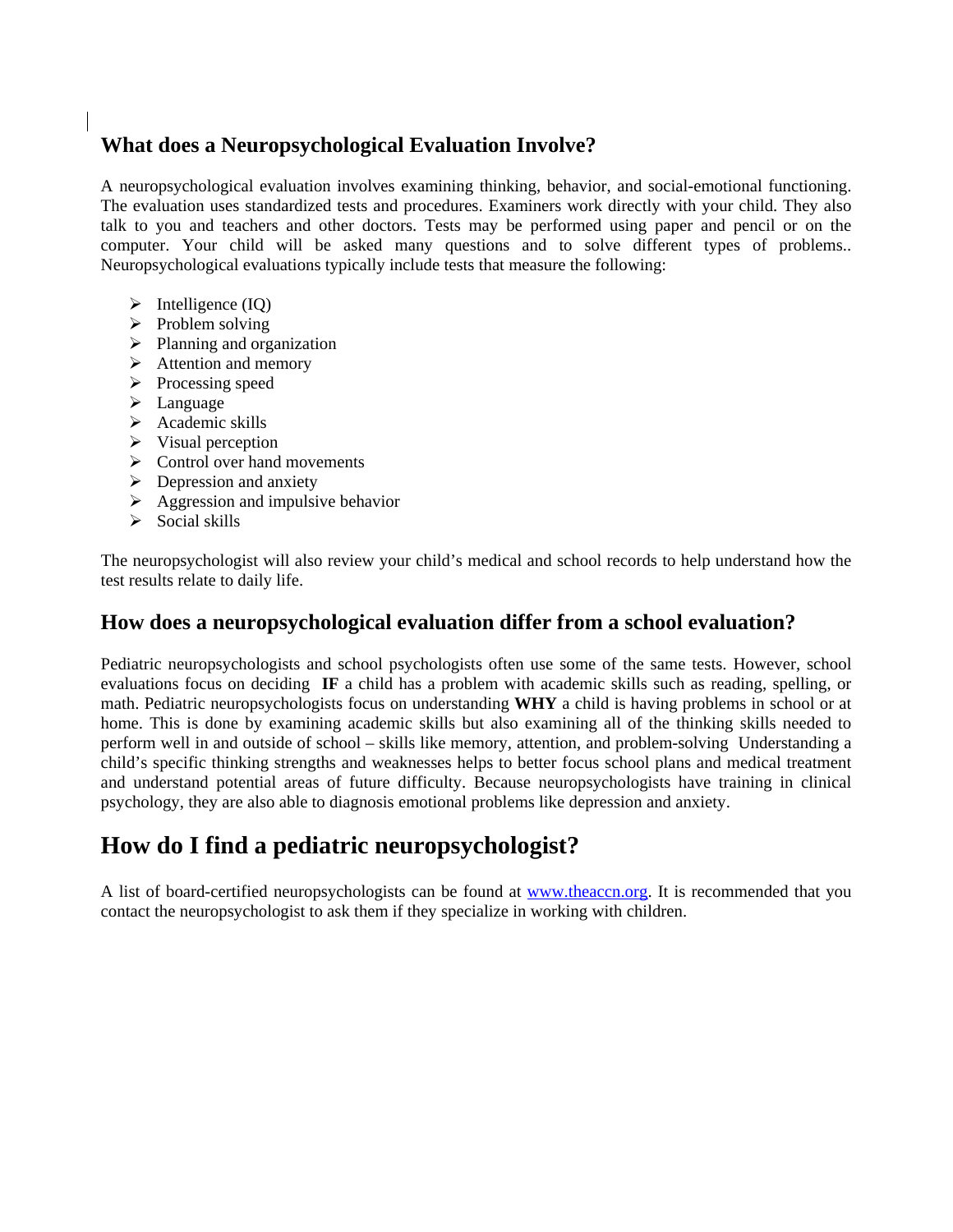## What does a Neuropsychological Evaluation Involve?

A neuropsychological evaluation involves examining thinking, behavior, and social-emotional functioning. The evaluation uses standardized tests and procedures. Examiners work directly with your child. They also talk to you and teachers and other doctors. Tests may be performed using paper and pencil or on the computer. Your child will be asked many questions and to solve different types of problems.. Neuropsychological evaluations typically include tests that measure the following:

- Intelligence (IQ)
- Problem solving
- Planning and organization
- Attention and memory
- Processing speed
- Language
- Academic skills
- Visual perception
- Control over hand movements
- Depression and anxiety
- Aggression and impulsive behavior
- Social skills

The neuropsychologist will also review your child's medical and school records to help understand how the test results relate to daily life.

## How does a neuropsychological evaluation differ from a school evaluation?

Pediatric neuropsychologists and school psychologists often use some of the same tests. However, school evaluations focus on deciding **IF** a child has a problem with academic skills such as reading, spelling, or math. Pediatric neuropsychologists focus on understanding **WHY** a child is having problems in school or at home. This is done by examining academic skills but also examining all of the thinking skills needed to perform well in and outside of school – skills like memory, attention, and problem-solving Understanding a child's specific thinking strengths and weaknesses helps to better focus school plans and medical treatment and understand potential areas of future difficulty. Because neuropsychologists have training in clinical psychology, they are also able to diagnosis emotional problems like depression and anxiety.

# How do I find a pediatric neuropsychologist?

A list of board-certified neuropsychologists can be found at www.theaccn.org. It is recommended that you contact the neuropsychologist to ask them if they specialize in working with children.